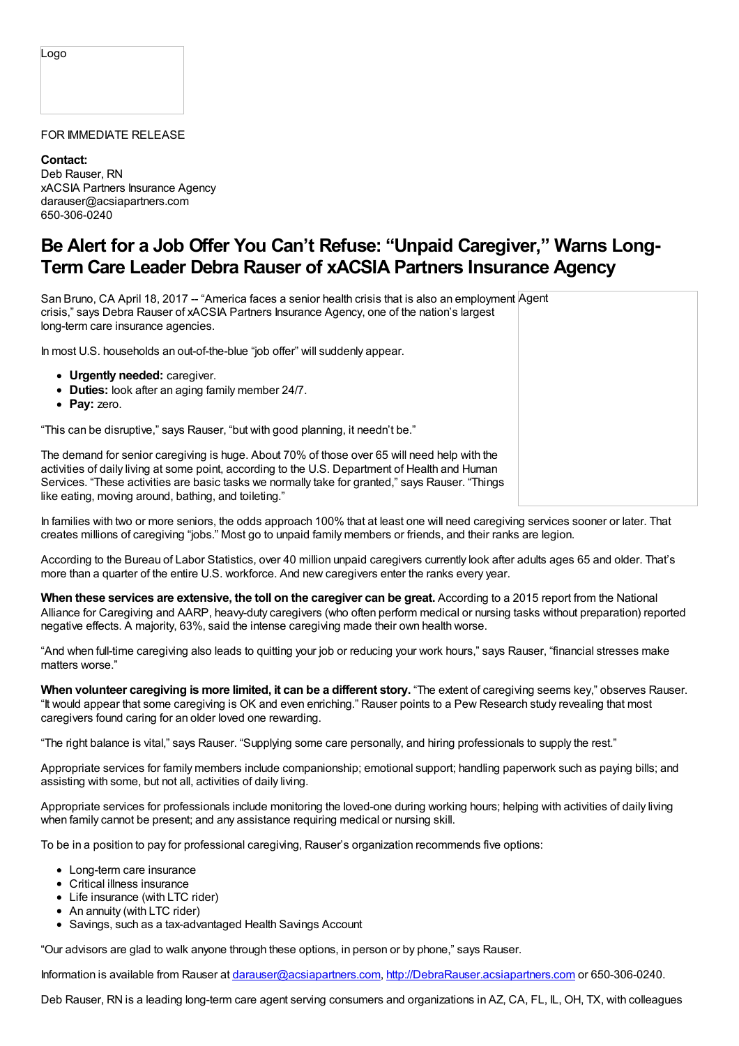Logo

FOR IMMEDIATE RELEASE

**Contact:**
Deb Rauser, RN
xACSIA Partners Insurance Agency
darauser@acsiapartners.com
650-306-0240

# Be Alert for a Job Offer You Can't Refuse: "Unpaid Caregiver," Warns Long-Term Care Leader Debra Rauser of xACSIA Partners Insurance Agency

Agent

San Bruno, CA April 18, 2017 -- "America faces a senior health crisis that is also an employment crisis," says Debra Rauser of xACSIA Partners Insurance Agency, one of the nation's largest long-term care insurance agencies.

In most U.S. households an out-of-the-blue "job offer" will suddenly appear.

- **Urgently needed:** caregiver.
- **Duties:** look after an aging family member 24/7.
- **Pay:** zero.

"This can be disruptive," says Rauser, "but with good planning, it needn't be."

The demand for senior caregiving is huge. About 70% of those over 65 will need help with the activities of daily living at some point, according to the U.S. Department of Health and Human Services. "These activities are basic tasks we normally take for granted," says Rauser. "Things like eating, moving around, bathing, and toileting."

In families with two or more seniors, the odds approach 100% that at least one will need caregiving services sooner or later. That creates millions of caregiving "jobs." Most go to unpaid family members or friends, and their ranks are legion.

According to the Bureau of Labor Statistics, over 40 million unpaid caregivers currently look after adults ages 65 and older. That's more than a quarter of the entire U.S. workforce. And new caregivers enter the ranks every year.

**When these services are extensive, the toll on the caregiver can be great.** According to a 2015 report from the National Alliance for Caregiving and AARP, heavy-duty caregivers (who often perform medical or nursing tasks without preparation) reported negative effects. A majority, 63%, said the intense caregiving made their own health worse.

"And when full-time caregiving also leads to quitting your job or reducing your work hours," says Rauser, "financial stresses make matters worse."

**When volunteer caregiving is more limited, it can be a different story.** "The extent of caregiving seems key," observes Rauser. "It would appear that some caregiving is OK and even enriching." Rauser points to a Pew Research study revealing that most caregivers found caring for an older loved one rewarding.

"The right balance is vital," says Rauser. "Supplying some care personally, and hiring professionals to supply the rest."

Appropriate services for family members include companionship; emotional support; handling paperwork such as paying bills; and assisting with some, but not all, activities of daily living.

Appropriate services for professionals include monitoring the loved-one during working hours; helping with activities of daily living when family cannot be present; and any assistance requiring medical or nursing skill.

To be in a position to pay for professional caregiving, Rauser's organization recommends five options:

- Long-term care insurance
- Critical illness insurance
- Life insurance (with LTC rider)
- An annuity (with LTC rider)
- Savings, such as a tax-advantaged Health Savings Account

"Our advisors are glad to walk anyone through these options, in person or by phone," says Rauser.

Information is available from Rauser at darauser@acsiapartners.com, http://DebraRauser.acsiapartners.com or 650-306-0240.

Deb Rauser, RN is a leading long-term care agent serving consumers and organizations in AZ, CA, FL, IL, OH, TX, with colleagues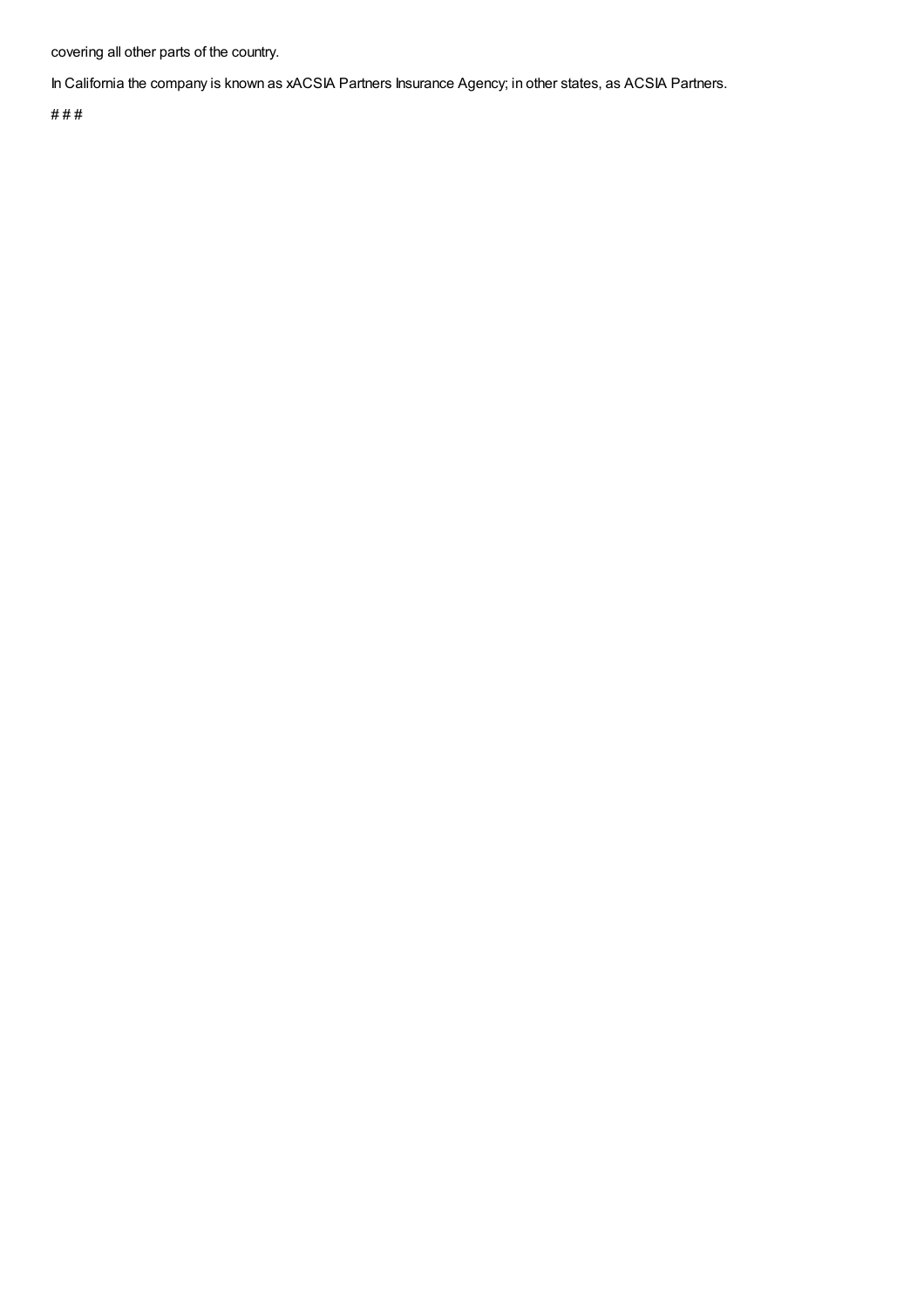covering all other parts of the country.

In California the company is known as xACSIA Partners Insurance Agency; in other states, as ACSIA Partners.

# # #